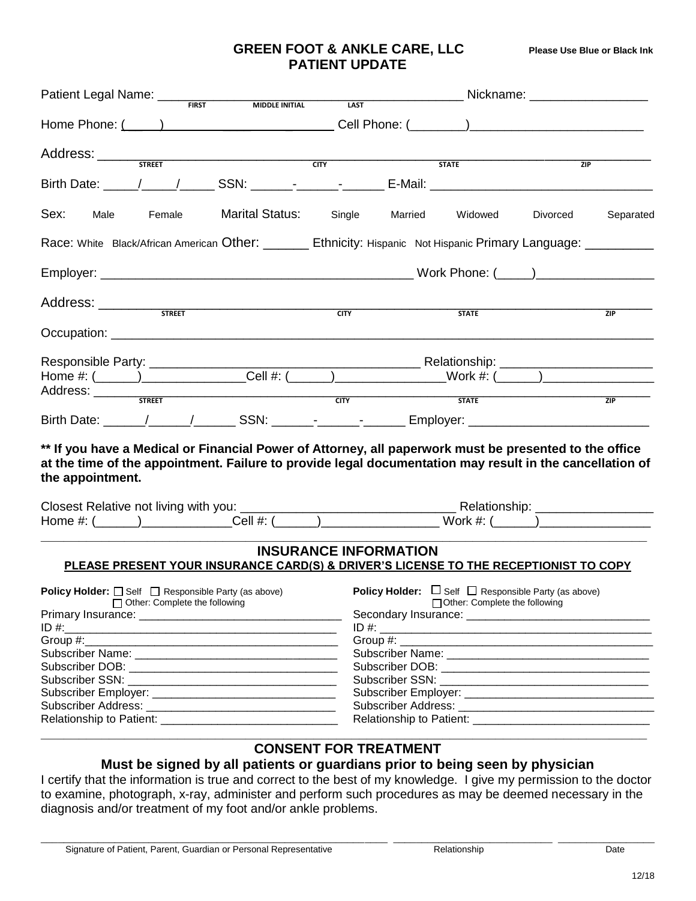# GREEN FOOT & ANKLE CARE, LLC
## PATIENT UPDATE

**Please Use Blue or Black Ink**

Patient Legal Name: ______________________________________ Nickname: ________________
FIRST MIDDLE INITIAL LAST

Home Phone: (____) ____________________ Cell Phone: (________)________________________

Address: ______________________________________________________________________
STREET CITY STATE ZIP

Birth Date: _____/_____/_____ SSN: ______-______-______ E-Mail: ______________________________

Sex: Male Female Marital Status: Single Married Widowed Divorced Separated

Race: White Black/African American Other: _______ Ethnicity: Hispanic Not Hispanic Primary Language: __________

Employer: ____________________________________________ Work Phone: (_____)________________

Address: ______________________________________________________________________
STREET CITY STATE ZIP

Occupation: ____________________________________________________________________

Responsible Party: ______________________________________ Relationship: _____________________
Home #: (______)______________Cell #: (______)_______________Work #: (______)________________
Address: ______________________________________________________________________
STREET CITY STATE ZIP

Birth Date: ______/______/______ SSN: ______-______-______ Employer: _________________________

**\*\* If you have a Medical or Financial Power of Attorney, all paperwork must be presented to the office at the time of the appointment. Failure to provide legal documentation may result in the cancellation of the appointment.**

Closest Relative not living with you: ______________________________ Relationship: ________________
Home #: (______)____________Cell #: (______)________________ Work #: (______)________________

---

## INSURANCE INFORMATION

**PLEASE PRESENT YOUR INSURANCE CARD(S) & DRIVER'S LICENSE TO THE RECEPTIONIST TO COPY**

**Policy Holder:** ☐ Self ☐ Responsible Party (as above)
☐ Other: Complete the following

Primary Insurance: ________________________________
ID #:__________________________________________
Group #:_______________________________________
Subscriber Name: ________________________________
Subscriber DOB: _________________________________
Subscriber SSN: _________________________________
Subscriber Employer: _____________________________
Subscriber Address: ______________________________
Relationship to Patient: ___________________________

**Policy Holder:** ☐ Self ☐ Responsible Party (as above)
☐ Other: Complete the following

Secondary Insurance: _____________________________
ID #: __________________________________________
Group #: _______________________________________
Subscriber Name: ________________________________
Subscriber DOB: _________________________________
Subscriber SSN: _________________________________
Subscriber Employer: _____________________________
Subscriber Address: ______________________________
Relationship to Patient: ___________________________

---

## CONSENT FOR TREATMENT

**Must be signed by all patients or guardians prior to being seen by physician**

I certify that the information is true and correct to the best of my knowledge. I give my permission to the doctor to examine, photograph, x-ray, administer and perform such procedures as may be deemed necessary in the diagnosis and/or treatment of my foot and/or ankle problems.

_______________________________________________ _____________________ ______________
Signature of Patient, Parent, Guardian or Personal Representative Relationship Date

12/18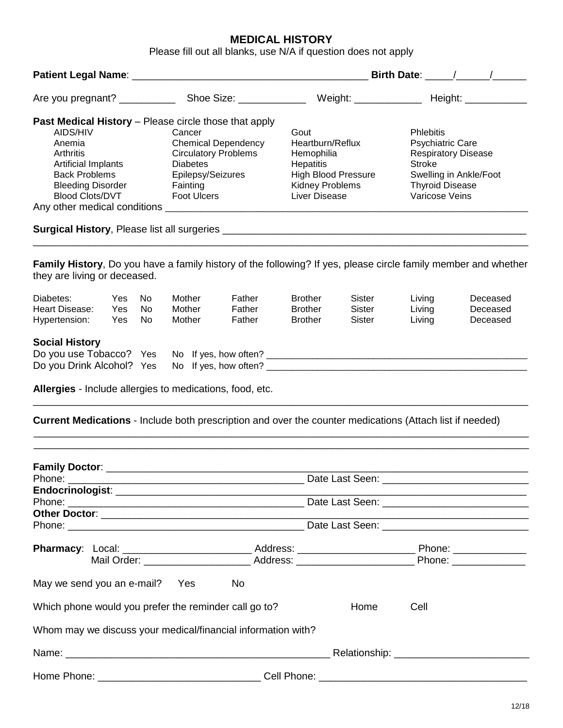# MEDICAL HISTORY

Please fill out all blanks, use N/A if question does not apply

**Patient Legal Name**: ________________________________________ **Birth Date**: _____/______/______

Are you pregnant? __________ Shoe Size: ____________ Weight: ____________ Height: ___________

**Past Medical History** – Please circle those that apply

| | | | |
|---|---|---|---|
| AIDS/HIV | Cancer | Gout | Phlebitis |
| Anemia | Chemical Dependency | Heartburn/Reflux | Psychiatric Care |
| Arthritis | Circulatory Problems | Hemophilia | Respiratory Disease |
| Artificial Implants | Diabetes | Hepatitis | Stroke |
| Back Problems | Epilepsy/Seizures | High Blood Pressure | Swelling in Ankle/Foot |
| Bleeding Disorder | Fainting | Kidney Problems | Thyroid Disease |
| Blood Clots/DVT | Foot Ulcers | Liver Disease | Varicose Veins |

Any other medical conditions ____________________________________________________________

**Surgical History**, Please list all surgeries ________________________________________________

____________________________________________________________________________________

**Family History**, Do you have a family history of the following? If yes, please circle family member and whether they are living or deceased.

| | | | | | | | | |
|---|---|---|---|---|---|---|---|---|
| Diabetes: | Yes | No | Mother | Father | Brother | Sister | Living | Deceased |
| Heart Disease: | Yes | No | Mother | Father | Brother | Sister | Living | Deceased |
| Hypertension: | Yes | No | Mother | Father | Brother | Sister | Living | Deceased |

**Social History**

Do you use Tobacco? Yes No If yes, how often? ____________________________________________

Do you Drink Alcohol? Yes No If yes, how often? ___________________________________________

**Allergies** - Include allergies to medications, food, etc.

____________________________________________________________________________________

**Current Medications** - Include both prescription and over the counter medications (Attach list if needed)

____________________________________________________________________________________

____________________________________________________________________________________

**Family Doctor**: __________________________________________________________________

Phone: ________________________________________ Date Last Seen: ________________________

**Endocrinologist**: _________________________________________________________________

Phone: ________________________________________ Date Last Seen: ________________________

**Other Doctor**: ___________________________________________________________________

Phone: ________________________________________ Date Last Seen: ________________________

**Pharmacy**: Local: ______________________ Address: ____________________ Phone: _____________

Mail Order: ___________________ Address: ____________________ Phone: _____________

May we send you an e-mail? Yes No

Which phone would you prefer the reminder call go to? Home Cell

Whom may we discuss your medical/financial information with?

Name: _____________________________________________ Relationship: _______________________

Home Phone: ____________________________ Cell Phone: ___________________________________

12/18